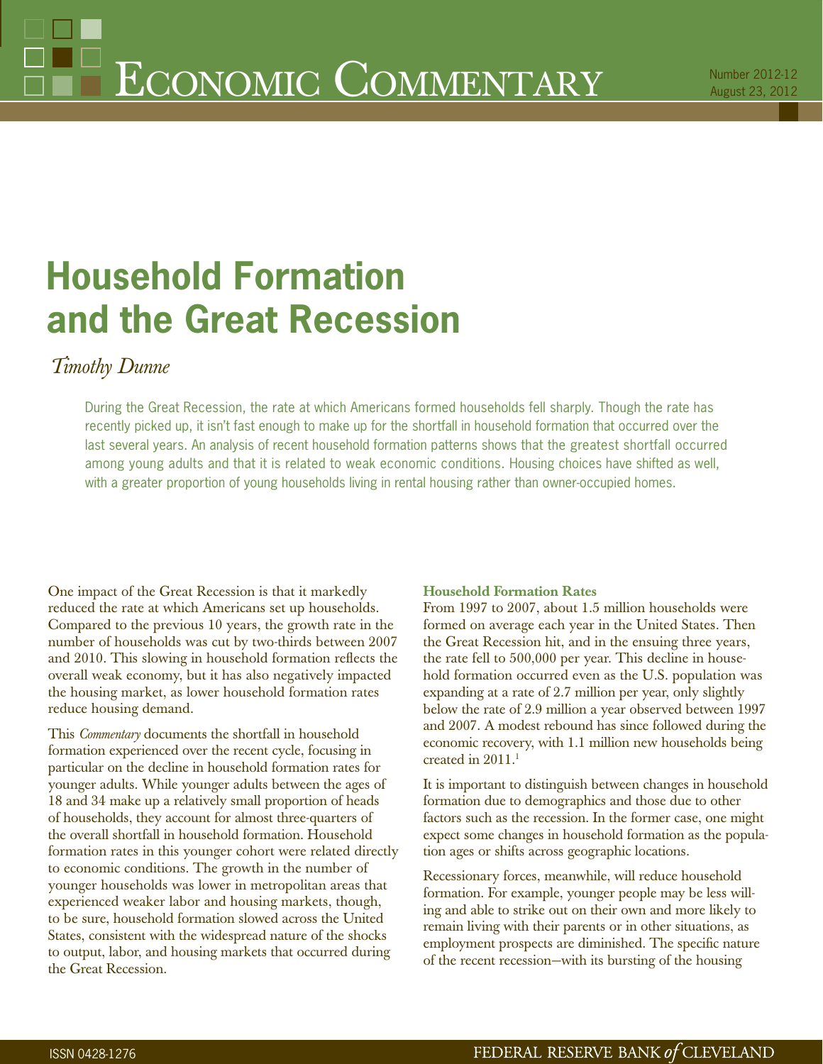# Economic Commentary

Number 2012-12
August 23, 2012

# Household Formation and the Great Recession

*Timothy Dunne*

During the Great Recession, the rate at which Americans formed households fell sharply. Though the rate has recently picked up, it isn't fast enough to make up for the shortfall in household formation that occurred over the last several years. An analysis of recent household formation patterns shows that the greatest shortfall occurred among young adults and that it is related to weak economic conditions. Housing choices have shifted as well, with a greater proportion of young households living in rental housing rather than owner-occupied homes.

One impact of the Great Recession is that it markedly reduced the rate at which Americans set up households. Compared to the previous 10 years, the growth rate in the number of households was cut by two-thirds between 2007 and 2010. This slowing in household formation reflects the overall weak economy, but it has also negatively impacted the housing market, as lower household formation rates reduce housing demand.

This *Commentary* documents the shortfall in household formation experienced over the recent cycle, focusing in particular on the decline in household formation rates for younger adults. While younger adults between the ages of 18 and 34 make up a relatively small proportion of heads of households, they account for almost three-quarters of the overall shortfall in household formation. Household formation rates in this younger cohort were related directly to economic conditions. The growth in the number of younger households was lower in metropolitan areas that experienced weaker labor and housing markets, though, to be sure, household formation slowed across the United States, consistent with the widespread nature of the shocks to output, labor, and housing markets that occurred during the Great Recession.

### Household Formation Rates

From 1997 to 2007, about 1.5 million households were formed on average each year in the United States. Then the Great Recession hit, and in the ensuing three years, the rate fell to 500,000 per year. This decline in household formation occurred even as the U.S. population was expanding at a rate of 2.7 million per year, only slightly below the rate of 2.9 million a year observed between 1997 and 2007. A modest rebound has since followed during the economic recovery, with 1.1 million new households being created in 2011.[1]

It is important to distinguish between changes in household formation due to demographics and those due to other factors such as the recession. In the former case, one might expect some changes in household formation as the population ages or shifts across geographic locations.

Recessionary forces, meanwhile, will reduce household formation. For example, younger people may be less willing and able to strike out on their own and more likely to remain living with their parents or in other situations, as employment prospects are diminished. The specific nature of the recent recession—with its bursting of the housing

ISSN 0428-1276

FEDERAL RESERVE BANK *of* CLEVELAND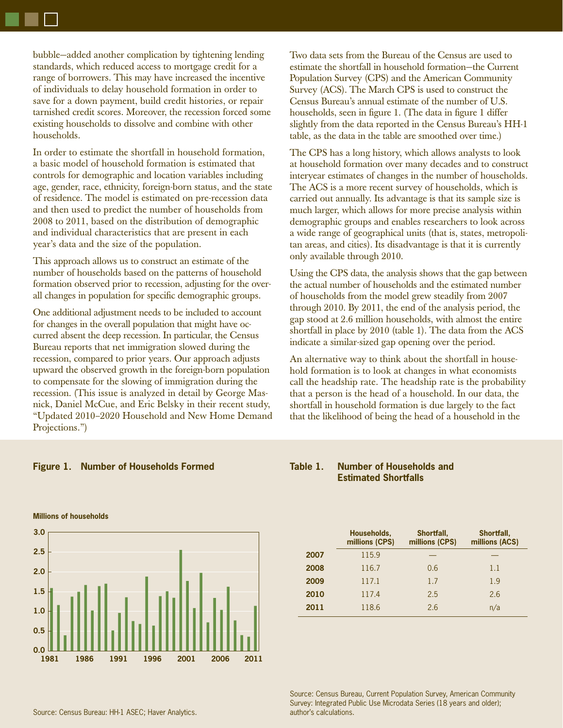bubble—added another complication by tightening lending standards, which reduced access to mortgage credit for a range of borrowers. This may have increased the incentive of individuals to delay household formation in order to save for a down payment, build credit histories, or repair tarnished credit scores. Moreover, the recession forced some existing households to dissolve and combine with other households.

In order to estimate the shortfall in household formation, a basic model of household formation is estimated that controls for demographic and location variables including age, gender, race, ethnicity, foreign-born status, and the state of residence. The model is estimated on pre-recession data and then used to predict the number of households from 2008 to 2011, based on the distribution of demographic and individual characteristics that are present in each year's data and the size of the population.

This approach allows us to construct an estimate of the number of households based on the patterns of household formation observed prior to recession, adjusting for the overall changes in population for specific demographic groups.

One additional adjustment needs to be included to account for changes in the overall population that might have occurred absent the deep recession. In particular, the Census Bureau reports that net immigration slowed during the recession, compared to prior years. Our approach adjusts upward the observed growth in the foreign-born population to compensate for the slowing of immigration during the recession. (This issue is analyzed in detail by George Masnick, Daniel McCue, and Eric Belsky in their recent study, "Updated 2010–2020 Household and New Home Demand Projections.")

Two data sets from the Bureau of the Census are used to estimate the shortfall in household formation—the Current Population Survey (CPS) and the American Community Survey (ACS). The March CPS is used to construct the Census Bureau's annual estimate of the number of U.S. households, seen in figure 1. (The data in figure 1 differ slightly from the data reported in the Census Bureau's HH-1 table, as the data in the table are smoothed over time.)

The CPS has a long history, which allows analysts to look at household formation over many decades and to construct interyear estimates of changes in the number of households. The ACS is a more recent survey of households, which is carried out annually. Its advantage is that its sample size is much larger, which allows for more precise analysis within demographic groups and enables researchers to look across a wide range of geographical units (that is, states, metropolitan areas, and cities). Its disadvantage is that it is currently only available through 2010.

Using the CPS data, the analysis shows that the gap between the actual number of households and the estimated number of households from the model grew steadily from 2007 through 2010. By 2011, the end of the analysis period, the gap stood at 2.6 million households, with almost the entire shortfall in place by 2010 (table 1). The data from the ACS indicate a similar-sized gap opening over the period.

An alternative way to think about the shortfall in household formation is to look at changes in what economists call the headship rate. The headship rate is the probability that a person is the head of a household. In our data, the shortfall in household formation is due largely to the fact that the likelihood of being the head of a household in the

**Figure 1. Number of Households Formed**

Source: Census Bureau: HH-1 ASEC; Haver Analytics.

**Table 1. Number of Households and Estimated Shortfalls**

| | Households, millions (CPS) | Shortfall, millions (CPS) | Shortfall, millions (ACS) |
|---|---|---|---|
| 2007 | 115.9 | — | — |
| 2008 | 116.7 | 0.6 | 1.1 |
| 2009 | 117.1 | 1.7 | 1.9 |
| 2010 | 117.4 | 2.5 | 2.6 |
| 2011 | 118.6 | 2.6 | n/a |

Source: Census Bureau, Current Population Survey, American Community Survey: Integrated Public Use Microdata Series (18 years and older); author's calculations.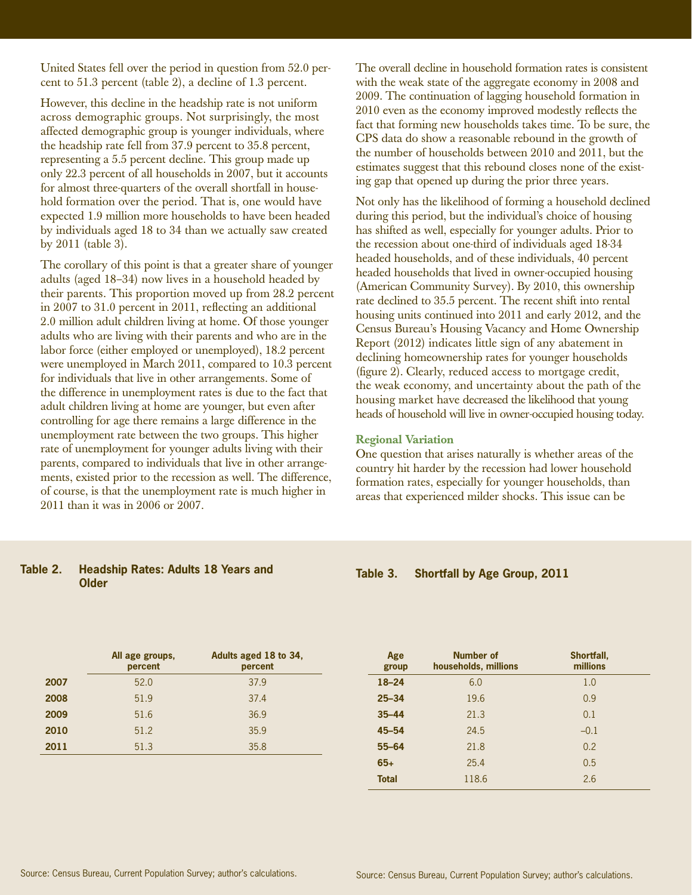United States fell over the period in question from 52.0 percent to 51.3 percent (table 2), a decline of 1.3 percent.

However, this decline in the headship rate is not uniform across demographic groups. Not surprisingly, the most affected demographic group is younger individuals, where the headship rate fell from 37.9 percent to 35.8 percent, representing a 5.5 percent decline. This group made up only 22.3 percent of all households in 2007, but it accounts for almost three-quarters of the overall shortfall in household formation over the period. That is, one would have expected 1.9 million more households to have been headed by individuals aged 18 to 34 than we actually saw created by 2011 (table 3).

The corollary of this point is that a greater share of younger adults (aged 18–34) now lives in a household headed by their parents. This proportion moved up from 28.2 percent in 2007 to 31.0 percent in 2011, reflecting an additional 2.0 million adult children living at home. Of those younger adults who are living with their parents and who are in the labor force (either employed or unemployed), 18.2 percent were unemployed in March 2011, compared to 10.3 percent for individuals that live in other arrangements. Some of the difference in unemployment rates is due to the fact that adult children living at home are younger, but even after controlling for age there remains a large difference in the unemployment rate between the two groups. This higher rate of unemployment for younger adults living with their parents, compared to individuals that live in other arrangements, existed prior to the recession as well. The difference, of course, is that the unemployment rate is much higher in 2011 than it was in 2006 or 2007.

The overall decline in household formation rates is consistent with the weak state of the aggregate economy in 2008 and 2009. The continuation of lagging household formation in 2010 even as the economy improved modestly reflects the fact that forming new households takes time. To be sure, the CPS data do show a reasonable rebound in the growth of the number of households between 2010 and 2011, but the estimates suggest that this rebound closes none of the existing gap that opened up during the prior three years.

Not only has the likelihood of forming a household declined during this period, but the individual's choice of housing has shifted as well, especially for younger adults. Prior to the recession about one-third of individuals aged 18-34 headed households, and of these individuals, 40 percent headed households that lived in owner-occupied housing (American Community Survey). By 2010, this ownership rate declined to 35.5 percent. The recent shift into rental housing units continued into 2011 and early 2012, and the Census Bureau's Housing Vacancy and Home Ownership Report (2012) indicates little sign of any abatement in declining homeownership rates for younger households (figure 2). Clearly, reduced access to mortgage credit, the weak economy, and uncertainty about the path of the housing market have decreased the likelihood that young heads of household will live in owner-occupied housing today.

### Regional Variation

One question that arises naturally is whether areas of the country hit harder by the recession had lower household formation rates, especially for younger households, than areas that experienced milder shocks. This issue can be

**Table 2. Headship Rates: Adults 18 Years and Older**

| | All age groups, percent | Adults aged 18 to 34, percent |
|---|---|---|
| **2007** | 52.0 | 37.9 |
| **2008** | 51.9 | 37.4 |
| **2009** | 51.6 | 36.9 |
| **2010** | 51.2 | 35.9 |
| **2011** | 51.3 | 35.8 |

Source: Census Bureau, Current Population Survey; author's calculations.

**Table 3. Shortfall by Age Group, 2011**

| Age group | Number of households, millions | Shortfall, millions |
|---|---|---|
| **18–24** | 6.0 | 1.0 |
| **25–34** | 19.6 | 0.9 |
| **35–44** | 21.3 | 0.1 |
| **45–54** | 24.5 | –0.1 |
| **55–64** | 21.8 | 0.2 |
| **65+** | 25.4 | 0.5 |
| **Total** | 118.6 | 2.6 |

Source: Census Bureau, Current Population Survey; author's calculations.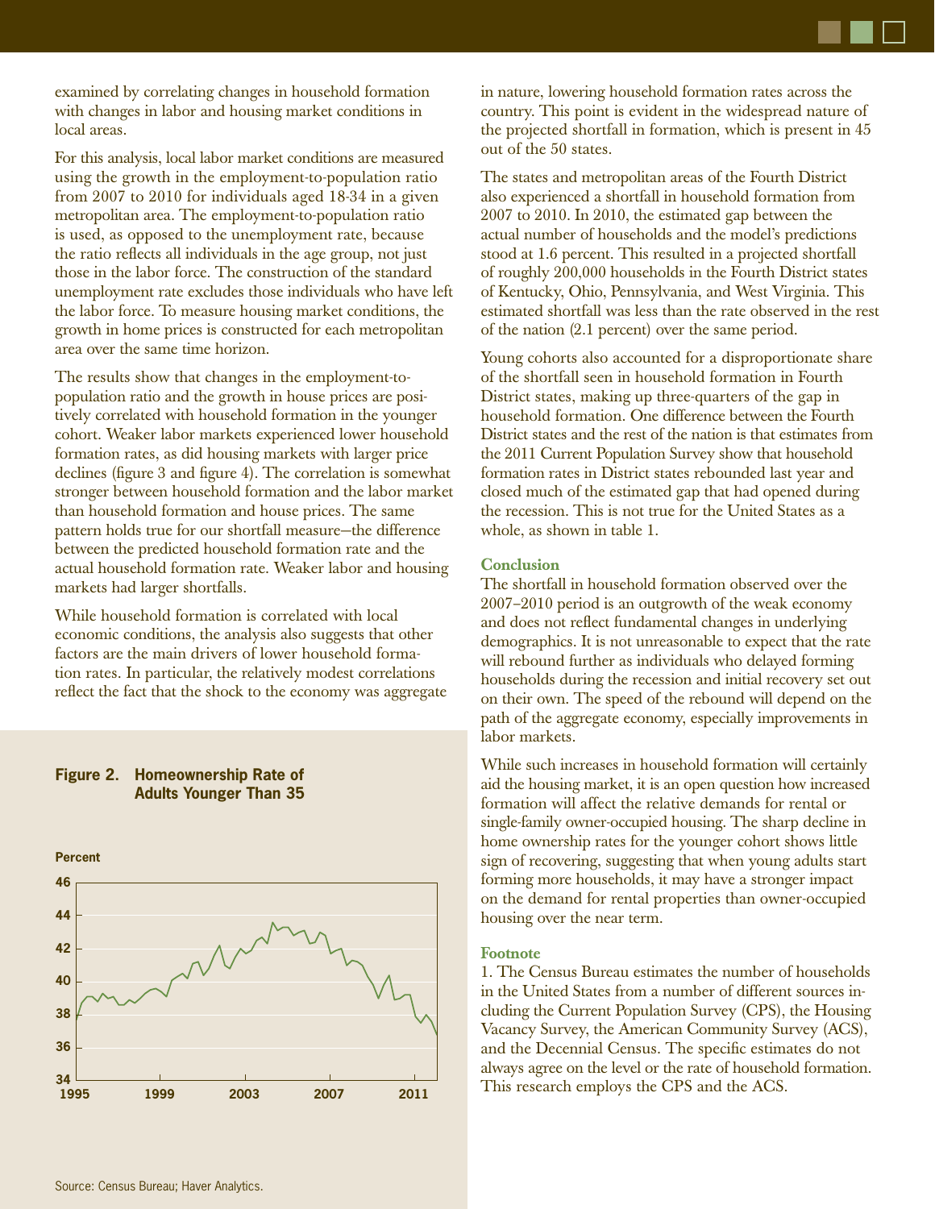examined by correlating changes in household formation with changes in labor and housing market conditions in local areas.

For this analysis, local labor market conditions are measured using the growth in the employment-to-population ratio from 2007 to 2010 for individuals aged 18-34 in a given metropolitan area. The employment-to-population ratio is used, as opposed to the unemployment rate, because the ratio reflects all individuals in the age group, not just those in the labor force. The construction of the standard unemployment rate excludes those individuals who have left the labor force. To measure housing market conditions, the growth in home prices is constructed for each metropolitan area over the same time horizon.

The results show that changes in the employment-to-population ratio and the growth in house prices are positively correlated with household formation in the younger cohort. Weaker labor markets experienced lower household formation rates, as did housing markets with larger price declines (figure 3 and figure 4). The correlation is somewhat stronger between household formation and the labor market than household formation and house prices. The same pattern holds true for our shortfall measure—the difference between the predicted household formation rate and the actual household formation rate. Weaker labor and housing markets had larger shortfalls.

While household formation is correlated with local economic conditions, the analysis also suggests that other factors are the main drivers of lower household formation rates. In particular, the relatively modest correlations reflect the fact that the shock to the economy was aggregate in nature, lowering household formation rates across the country. This point is evident in the widespread nature of the projected shortfall in formation, which is present in 45 out of the 50 states.

The states and metropolitan areas of the Fourth District also experienced a shortfall in household formation from 2007 to 2010. In 2010, the estimated gap between the actual number of households and the model's predictions stood at 1.6 percent. This resulted in a projected shortfall of roughly 200,000 households in the Fourth District states of Kentucky, Ohio, Pennsylvania, and West Virginia. This estimated shortfall was less than the rate observed in the rest of the nation (2.1 percent) over the same period.

Young cohorts also accounted for a disproportionate share of the shortfall seen in household formation in Fourth District states, making up three-quarters of the gap in household formation. One difference between the Fourth District states and the rest of the nation is that estimates from the 2011 Current Population Survey show that household formation rates in District states rebounded last year and closed much of the estimated gap that had opened during the recession. This is not true for the United States as a whole, as shown in table 1.

**Figure 2. Homeownership Rate of Adults Younger Than 35**

Source: Census Bureau; Haver Analytics.

### Conclusion

The shortfall in household formation observed over the 2007–2010 period is an outgrowth of the weak economy and does not reflect fundamental changes in underlying demographics. It is not unreasonable to expect that the rate will rebound further as individuals who delayed forming households during the recession and initial recovery set out on their own. The speed of the rebound will depend on the path of the aggregate economy, especially improvements in labor markets.

While such increases in household formation will certainly aid the housing market, it is an open question how increased formation will affect the relative demands for rental or single-family owner-occupied housing. The sharp decline in home ownership rates for the younger cohort shows little sign of recovering, suggesting that when young adults start forming more households, it may have a stronger impact on the demand for rental properties than owner-occupied housing over the near term.

### Footnote

1. The Census Bureau estimates the number of households in the United States from a number of different sources including the Current Population Survey (CPS), the Housing Vacancy Survey, the American Community Survey (ACS), and the Decennial Census. The specific estimates do not always agree on the level or the rate of household formation. This research employs the CPS and the ACS.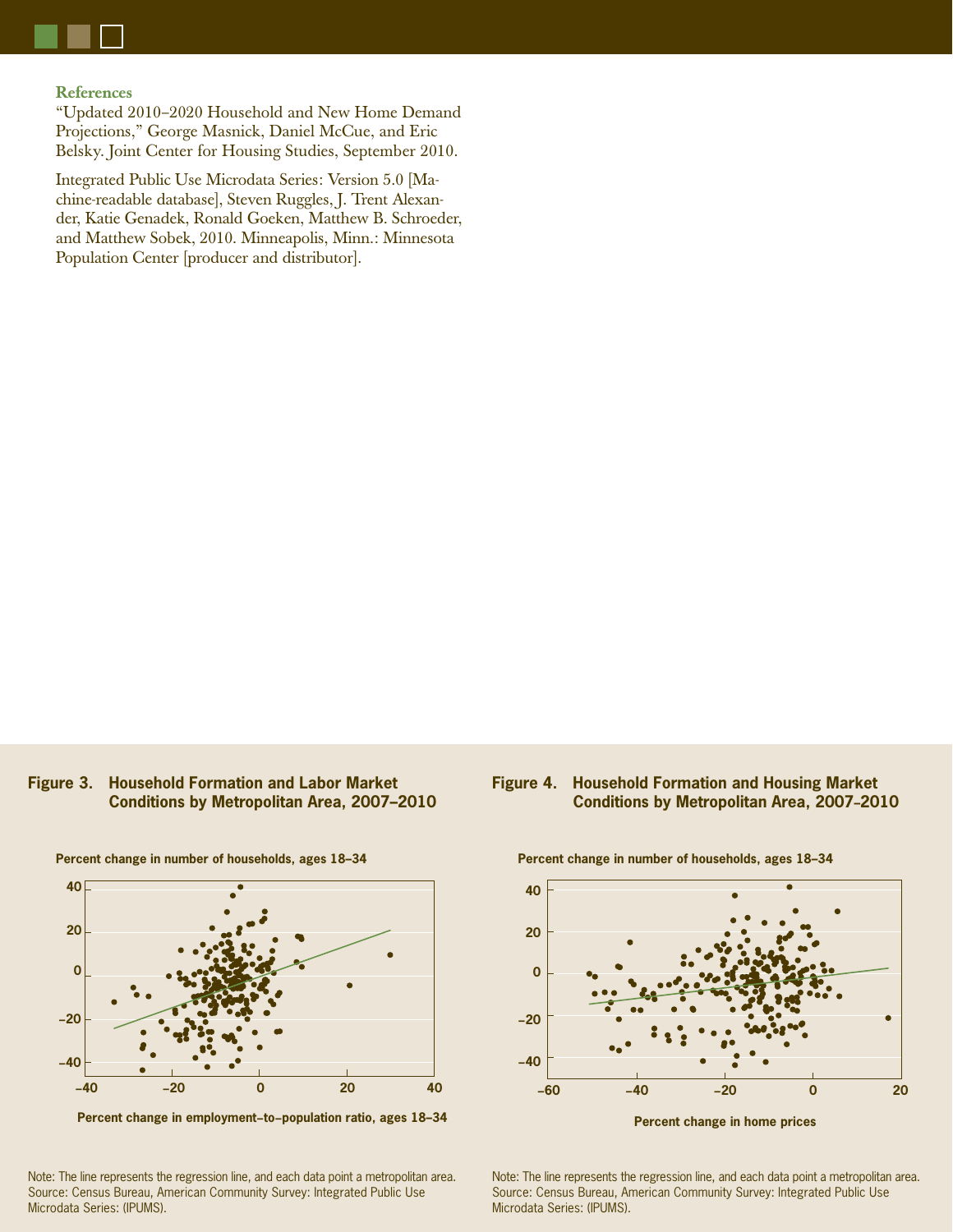### References

"Updated 2010–2020 Household and New Home Demand Projections," George Masnick, Daniel McCue, and Eric Belsky. Joint Center for Housing Studies, September 2010.

Integrated Public Use Microdata Series: Version 5.0 [Machine-readable database], Steven Ruggles, J. Trent Alexander, Katie Genadek, Ronald Goeken, Matthew B. Schroeder, and Matthew Sobek, 2010. Minneapolis, Minn.: Minnesota Population Center [producer and distributor].

**Figure 3. Household Formation and Labor Market Conditions by Metropolitan Area, 2007–2010**

Percent change in number of households, ages 18–34

Percent change in employment-to-population ratio, ages 18–34

Note: The line represents the regression line, and each data point a metropolitan area.
Source: Census Bureau, American Community Survey: Integrated Public Use Microdata Series: (IPUMS).

**Figure 4. Household Formation and Housing Market Conditions by Metropolitan Area, 2007–2010**

Percent change in number of households, ages 18–34

Percent change in home prices

Note: The line represents the regression line, and each data point a metropolitan area.
Source: Census Bureau, American Community Survey: Integrated Public Use Microdata Series: (IPUMS).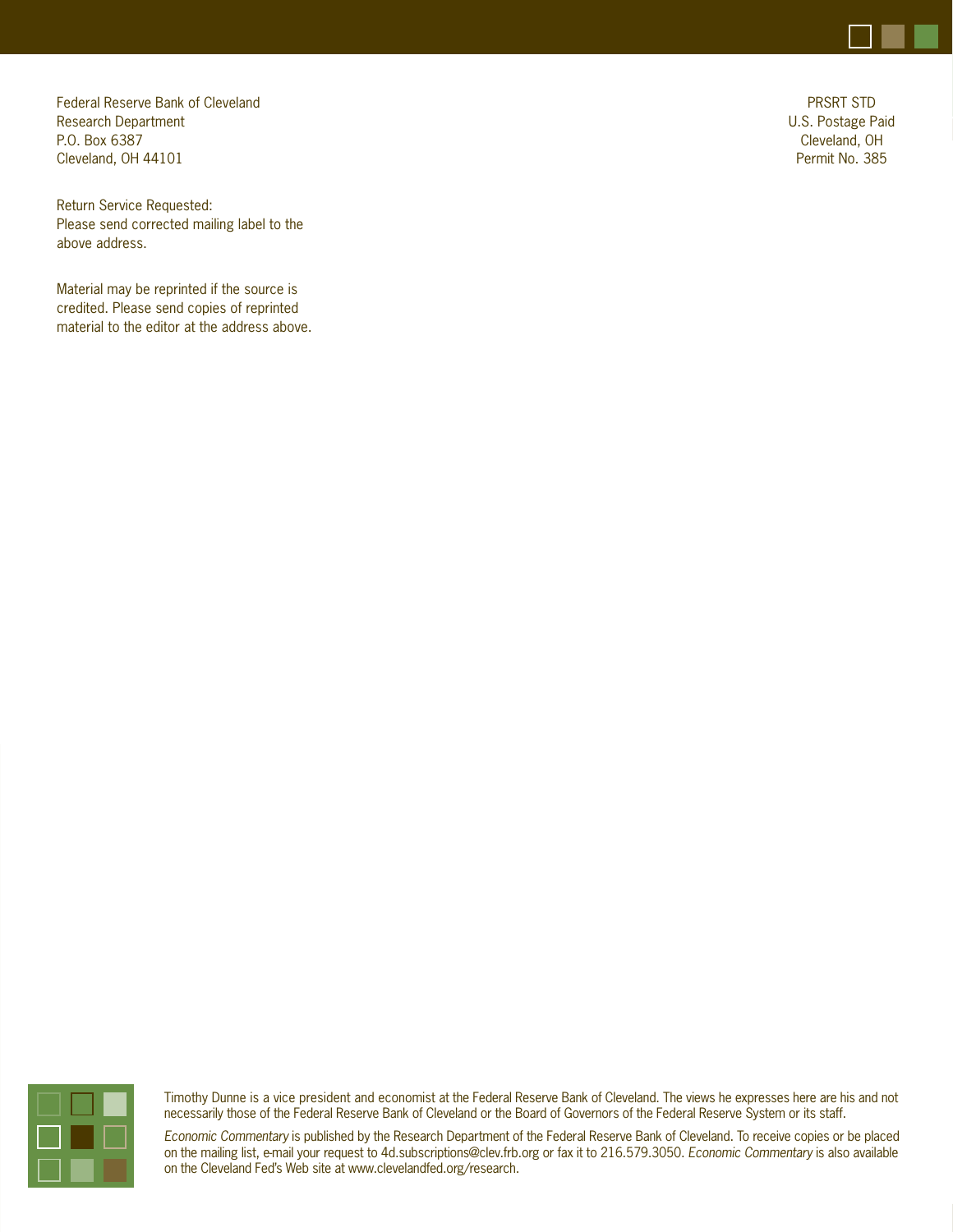Federal Reserve Bank of Cleveland
Research Department
P.O. Box 6387
Cleveland, OH 44101

PRSRT STD
U.S. Postage Paid
Cleveland, OH
Permit No. 385

Return Service Requested:
Please send corrected mailing label to the above address.

Material may be reprinted if the source is credited. Please send copies of reprinted material to the editor at the address above.

Timothy Dunne is a vice president and economist at the Federal Reserve Bank of Cleveland. The views he expresses here are his and not necessarily those of the Federal Reserve Bank of Cleveland or the Board of Governors of the Federal Reserve System or its staff.

*Economic Commentary* is published by the Research Department of the Federal Reserve Bank of Cleveland. To receive copies or be placed on the mailing list, e-mail your request to 4d.subscriptions@clev.frb.org or fax it to 216.579.3050. *Economic Commentary* is also available on the Cleveland Fed's Web site at www.clevelandfed.org/research.